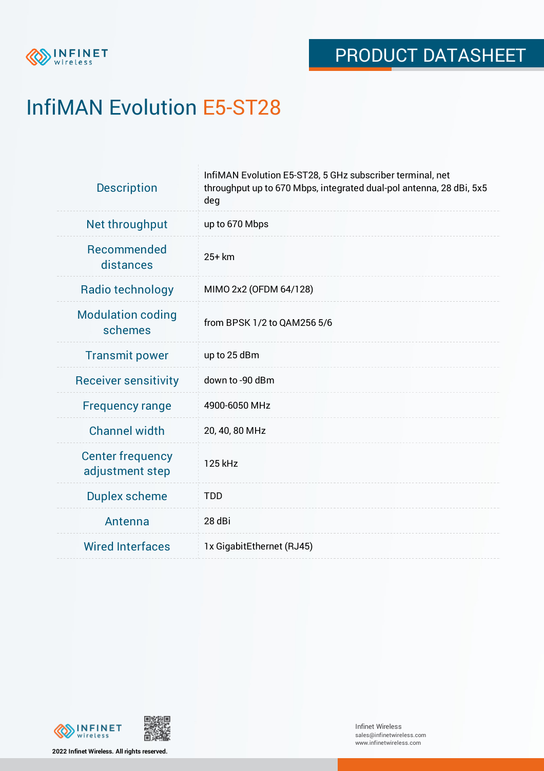PRODUCT DATASHEET

# InfiMAN Evolution E5-ST28

| | |
|---|---|
| Description | InfiMAN Evolution E5-ST28, 5 GHz subscriber terminal, net throughput up to 670 Mbps, integrated dual-pol antenna, 28 dBi, 5x5 deg |
| Net throughput | up to 670 Mbps |
| Recommended distances | 25+ km |
| Radio technology | MIMO 2x2 (OFDM 64/128) |
| Modulation coding schemes | from BPSK 1/2 to QAM256 5/6 |
| Transmit power | up to 25 dBm |
| Receiver sensitivity | down to -90 dBm |
| Frequency range | 4900-6050 MHz |
| Channel width | 20, 40, 80 MHz |
| Center frequency adjustment step | 125 kHz |
| Duplex scheme | TDD |
| Antenna | 28 dBi |
| Wired Interfaces | 1x GigabitEthernet (RJ45) |

2022 Infinet Wireless. All rights reserved.

Infinet Wireless
sales@infinetwireless.com
www.infinetwireless.com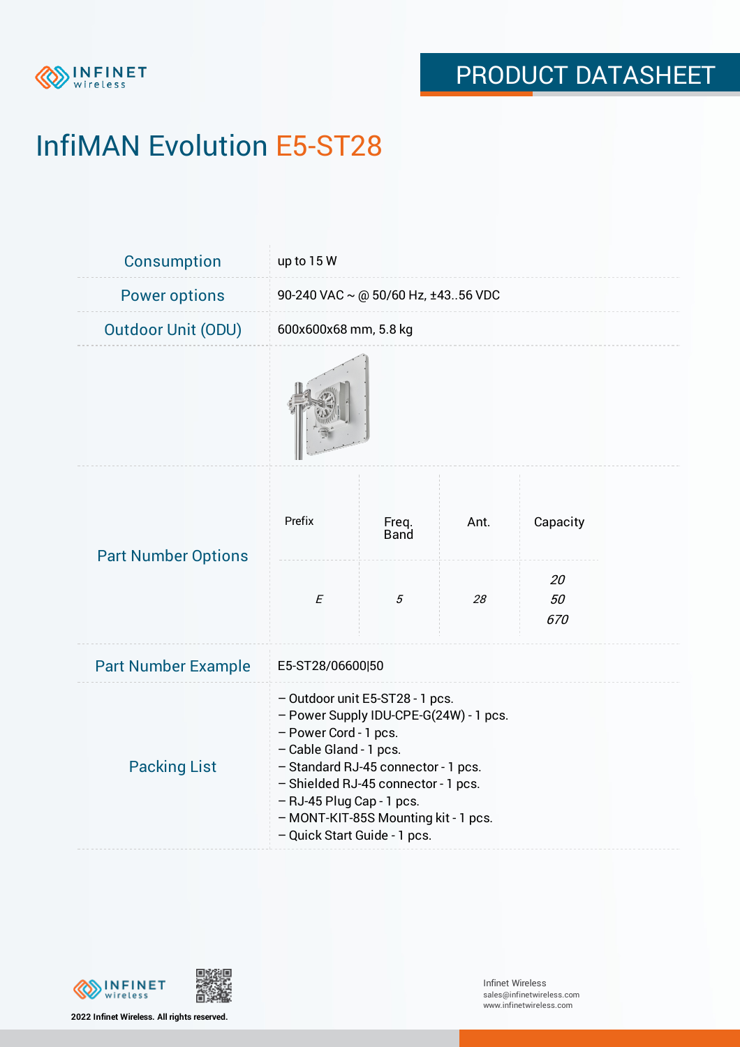# InfiMAN Evolution E5-ST28

| | |
|---|---|
| Consumption | up to 15 W |
| Power options | 90-240 VAC ~ @ 50/60 Hz, ±43..56 VDC |
| Outdoor Unit (ODU) | 600x600x68 mm, 5.8 kg |

**Part Number Options**

| Prefix | Freq. Band | Ant. | Capacity |
|---|---|---|---|
| *E* | *5* | *28* | *20*<br>*50*<br>*670* |

**Part Number Example:** E5-ST28/06600|50

**Packing List**

- Outdoor unit E5-ST28 - 1 pcs.
- Power Supply IDU-CPE-G(24W) - 1 pcs.
- Power Cord - 1 pcs.
- Cable Gland - 1 pcs.
- Standard RJ-45 connector - 1 pcs.
- Shielded RJ-45 connector - 1 pcs.
- RJ-45 Plug Cap - 1 pcs.
- MONT-KIT-85S Mounting kit - 1 pcs.
- Quick Start Guide - 1 pcs.

2022 Infinet Wireless. All rights reserved.

Infinet Wireless
sales@infinetwireless.com
www.infinetwireless.com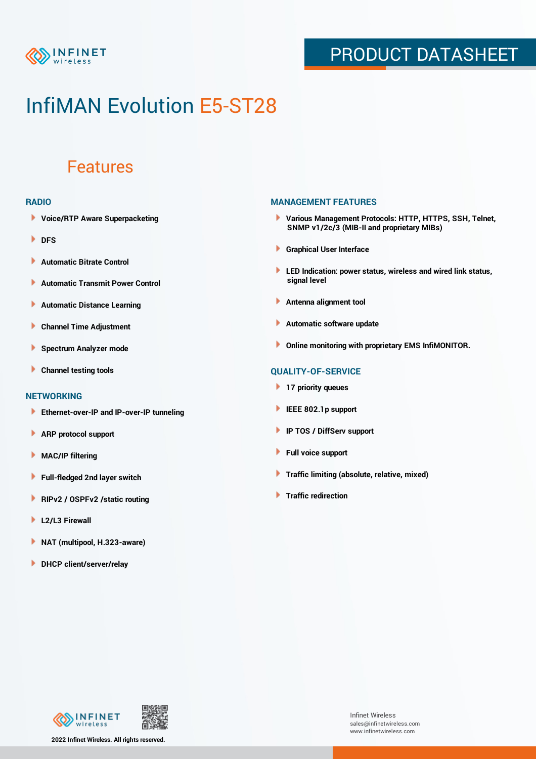# InfiMAN Evolution E5-ST28

## Features

### RADIO

- Voice/RTP Aware Superpacketing
- DFS
- Automatic Bitrate Control
- Automatic Transmit Power Control
- Automatic Distance Learning
- Channel Time Adjustment
- Spectrum Analyzer mode
- Channel testing tools

### NETWORKING

- Ethernet-over-IP and IP-over-IP tunneling
- ARP protocol support
- MAC/IP filtering
- Full-fledged 2nd layer switch
- RIPv2 / OSPFv2 /static routing
- L2/L3 Firewall
- NAT (multipool, H.323-aware)
- DHCP client/server/relay

### MANAGEMENT FEATURES

- Various Management Protocols: HTTP, HTTPS, SSH, Telnet, SNMP v1/2c/3 (MIB-II and proprietary MIBs)
- Graphical User Interface
- LED Indication: power status, wireless and wired link status, signal level
- Antenna alignment tool
- Automatic software update
- Online monitoring with proprietary EMS InfiMONITOR.

### QUALITY-OF-SERVICE

- 17 priority queues
- IEEE 802.1p support
- IP TOS / DiffServ support
- Full voice support
- Traffic limiting (absolute, relative, mixed)
- Traffic redirection

2022 Infinet Wireless. All rights reserved.

Infinet Wireless
sales@infinetwireless.com
www.infinetwireless.com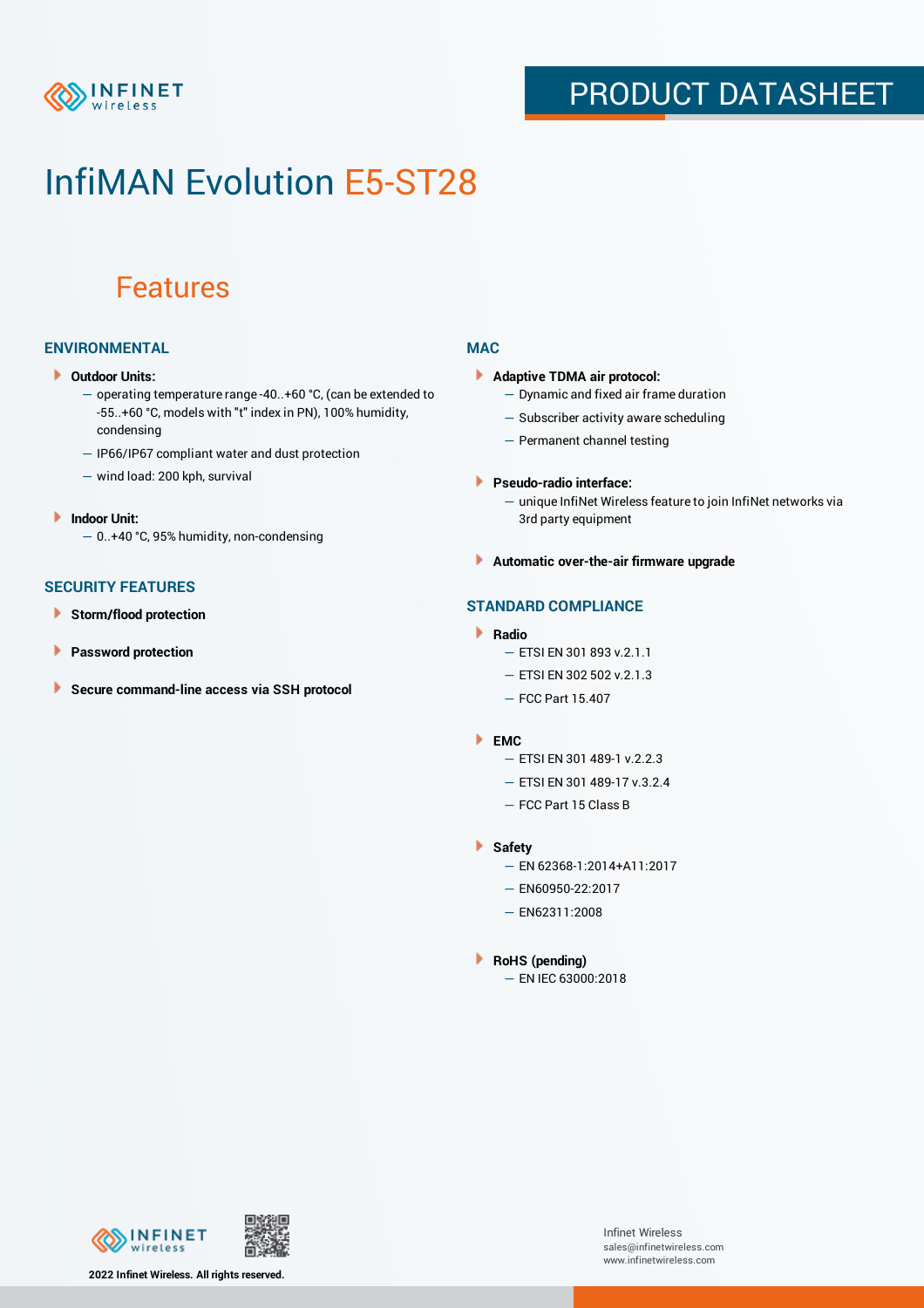# InfiMAN Evolution E5-ST28

## Features

### ENVIRONMENTAL

- **Outdoor Units:**
  - operating temperature range -40..+60 °C, (can be extended to -55..+60 °C, models with "t" index in PN), 100% humidity, condensing
  - IP66/IP67 compliant water and dust protection
  - wind load: 200 kph, survival
- **Indoor Unit:**
  - 0..+40 °C, 95% humidity, non-condensing

### SECURITY FEATURES

- **Storm/flood protection**
- **Password protection**
- **Secure command-line access via SSH protocol**

### MAC

- **Adaptive TDMA air protocol:**
  - Dynamic and fixed air frame duration
  - Subscriber activity aware scheduling
  - Permanent channel testing
- **Pseudo-radio interface:**
  - unique InfiNet Wireless feature to join InfiNet networks via 3rd party equipment
- **Automatic over-the-air firmware upgrade**

### STANDARD COMPLIANCE

- **Radio**
  - ETSI EN 301 893 v.2.1.1
  - ETSI EN 302 502 v.2.1.3
  - FCC Part 15.407
- **EMC**
  - ETSI EN 301 489-1 v.2.2.3
  - ETSI EN 301 489-17 v.3.2.4
  - FCC Part 15 Class B
- **Safety**
  - EN 62368-1:2014+A11:2017
  - EN60950-22:2017
  - EN62311:2008
- **RoHS (pending)**
  - EN IEC 63000:2018

2022 Infinet Wireless. All rights reserved.

Infinet Wireless
sales@infinetwireless.com
www.infinetwireless.com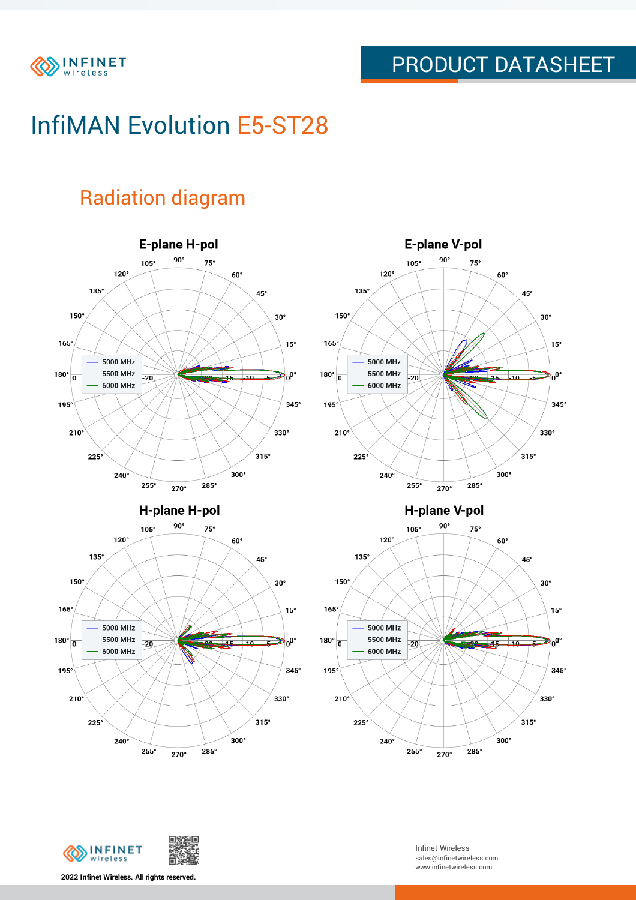# InfiMAN Evolution E5-ST28

## Radiation diagram

### E-plane H-pol

90° 75° 60° 45° 30° 15° 0° 345° 330° 315° 300° 285° 270° 255° 240° 225° 210° 195° 180° 165° 150° 135° 120° 105°

0 -20 -20 -15 -10 -5 0

5000 MHz
5500 MHz
6000 MHz

### E-plane V-pol

90° 75° 60° 45° 30° 15° 0° 345° 330° 315° 300° 285° 270° 255° 240° 225° 210° 195° 180° 165° 150° 135° 120° 105°

0 -20 -20 -15 -10 -5 0

5000 MHz
5500 MHz
6000 MHz

### H-plane H-pol

90° 75° 60° 45° 30° 15° 0° 345° 330° 315° 300° 285° 270° 255° 240° 225° 210° 195° 180° 165° 150° 135° 120° 105°

0 -20 -20 -15 -10 -5 0

5000 MHz
5500 MHz
6000 MHz

### H-plane V-pol

90° 75° 60° 45° 30° 15° 0° 345° 330° 315° 300° 285° 270° 255° 240° 225° 210° 195° 180° 165° 150° 135° 120° 105°

0 -20 -20 -15 -10 -5 0

5000 MHz
5500 MHz
6000 MHz

2022 Infinet Wireless. All rights reserved.

Infinet Wireless
sales@infinetwireless.com
www.infinetwireless.com